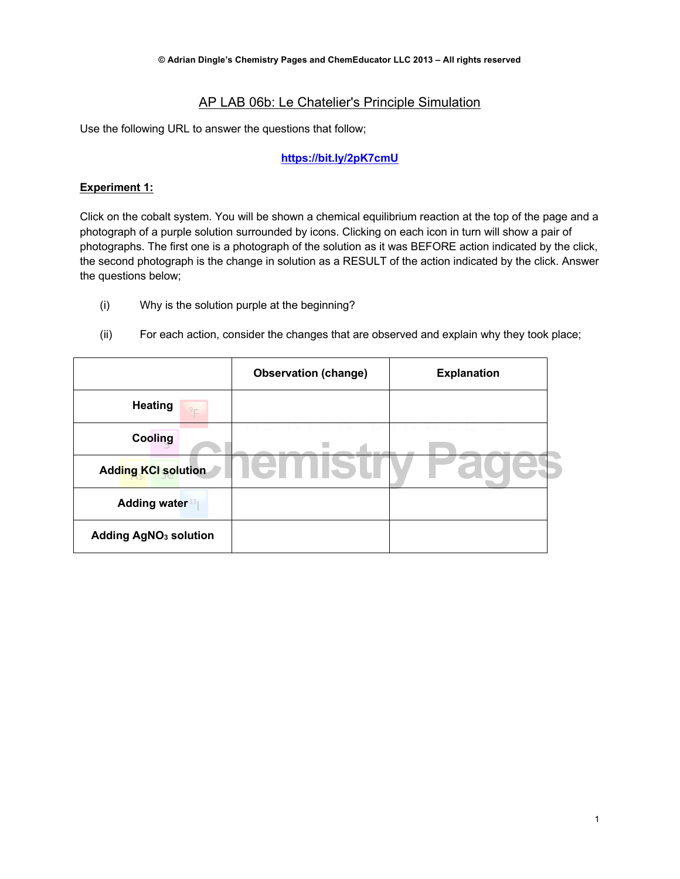© Adrian Dingle's Chemistry Pages and ChemEducator LLC 2013 – All rights reserved

# AP LAB 06b: Le Chatelier's Principle Simulation

Use the following URL to answer the questions that follow;

https://bit.ly/2pK7cmU

**Experiment 1:**

Click on the cobalt system. You will be shown a chemical equilibrium reaction at the top of the page and a photograph of a purple solution surrounded by icons. Clicking on each icon in turn will show a pair of photographs. The first one is a photograph of the solution as it was BEFORE action indicated by the click, the second photograph is the change in solution as a RESULT of the action indicated by the click. Answer the questions below;

(i) Why is the solution purple at the beginning?

(ii) For each action, consider the changes that are observed and explain why they took place;

| | **Observation (change)** | **Explanation** |
|---|---|---|
| **Heating** | | |
| **Cooling** | | |
| **Adding KCl solution** | | |
| **Adding water** | | |
| **Adding $AgNO_3$ solution** | | |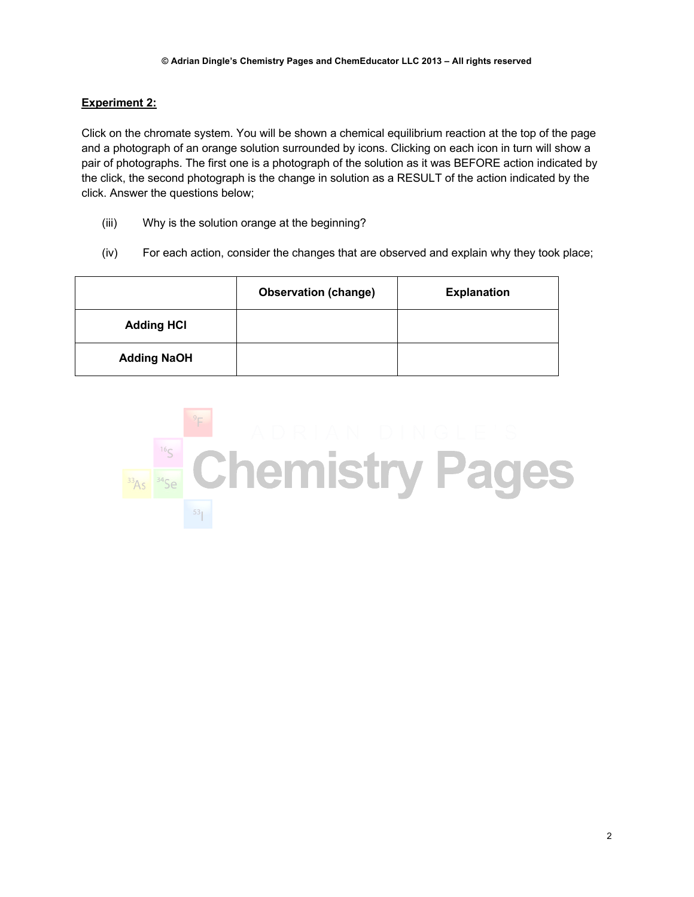**Experiment 2:**

Click on the chromate system. You will be shown a chemical equilibrium reaction at the top of the page and a photograph of an orange solution surrounded by icons. Clicking on each icon in turn will show a pair of photographs. The first one is a photograph of the solution as it was BEFORE action indicated by the click, the second photograph is the change in solution as a RESULT of the action indicated by the click. Answer the questions below;

(iii) Why is the solution orange at the beginning?

(iv) For each action, consider the changes that are observed and explain why they took place;

| | Observation (change) | Explanation |
|---|---|---|
| **Adding HCl** | | |
| **Adding NaOH** | | |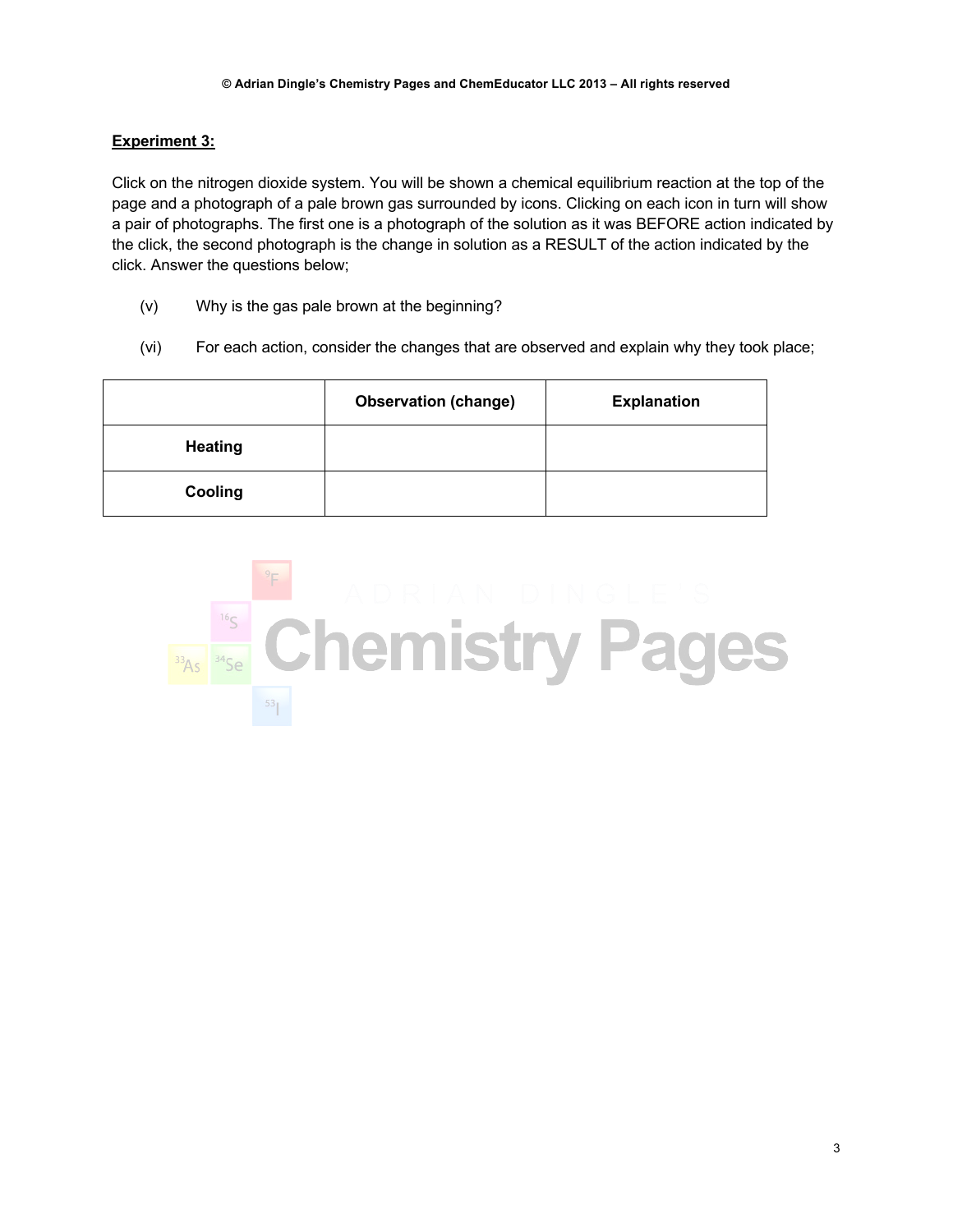**Experiment 3:**

Click on the nitrogen dioxide system. You will be shown a chemical equilibrium reaction at the top of the page and a photograph of a pale brown gas surrounded by icons. Clicking on each icon in turn will show a pair of photographs. The first one is a photograph of the solution as it was BEFORE action indicated by the click, the second photograph is the change in solution as a RESULT of the action indicated by the click. Answer the questions below;

(v) Why is the gas pale brown at the beginning?

(vi) For each action, consider the changes that are observed and explain why they took place;

| | Observation (change) | Explanation |
|---|---|---|
| **Heating** | | |
| **Cooling** | | |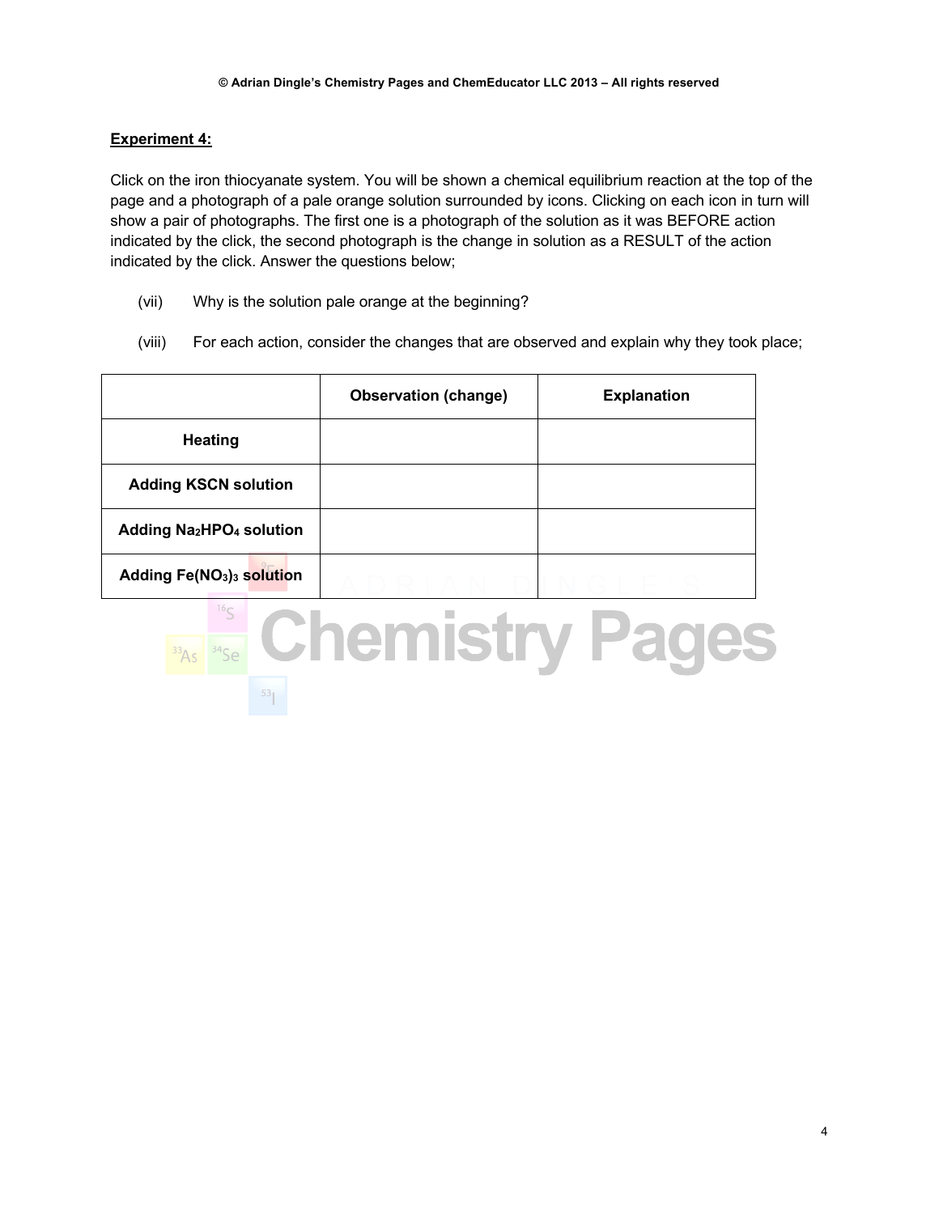**Experiment 4:**

Click on the iron thiocyanate system. You will be shown a chemical equilibrium reaction at the top of the page and a photograph of a pale orange solution surrounded by icons. Clicking on each icon in turn will show a pair of photographs. The first one is a photograph of the solution as it was BEFORE action indicated by the click, the second photograph is the change in solution as a RESULT of the action indicated by the click. Answer the questions below;

(vii) Why is the solution pale orange at the beginning?

(viii) For each action, consider the changes that are observed and explain why they took place;

| | Observation (change) | Explanation |
|---|---|---|
| **Heating** | | |
| **Adding KSCN solution** | | |
| **Adding $Na_2HPO_4$ solution** | | |
| **Adding $Fe(NO_3)_3$ solution** | | |